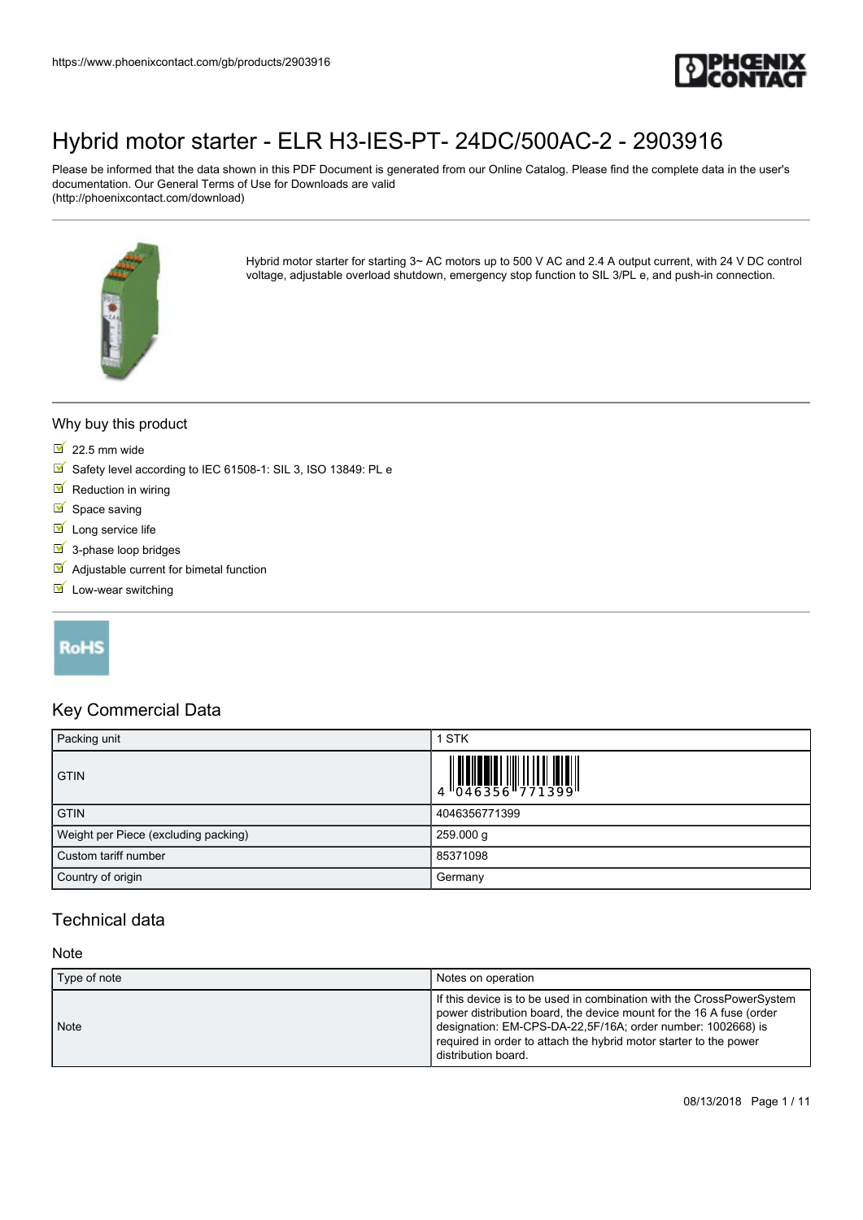# Hybrid motor starter - ELR H3-IES-PT- 24DC/500AC-2 - 2903916

Please be informed that the data shown in this PDF Document is generated from our Online Catalog. Please find the complete data in the user's documentation. Our General Terms of Use for Downloads are valid (http://phoenixcontact.com/download)

Hybrid motor starter for starting 3~ AC motors up to 500 V AC and 2.4 A output current, with 24 V DC control voltage, adjustable overload shutdown, emergency stop function to SIL 3/PL e, and push-in connection.

## Why buy this product

- 22.5 mm wide
- Safety level according to IEC 61508-1: SIL 3, ISO 13849: PL e
- Reduction in wiring
- Space saving
- Long service life
- 3-phase loop bridges
- Adjustable current for bimetal function
- Low-wear switching

RoHS

## Key Commercial Data

| Packing unit | 1 STK |
|---|---|
| GTIN | 4 046356 771399 |
| GTIN | 4046356771399 |
| Weight per Piece (excluding packing) | 259.000 g |
| Custom tariff number | 85371098 |
| Country of origin | Germany |

## Technical data

### Note

| Type of note | Notes on operation |
|---|---|
| Note | If this device is to be used in combination with the CrossPowerSystem power distribution board, the device mount for the 16 A fuse (order designation: EM-CPS-DA-22,5F/16A; order number: 1002668) is required in order to attach the hybrid motor starter to the power distribution board. |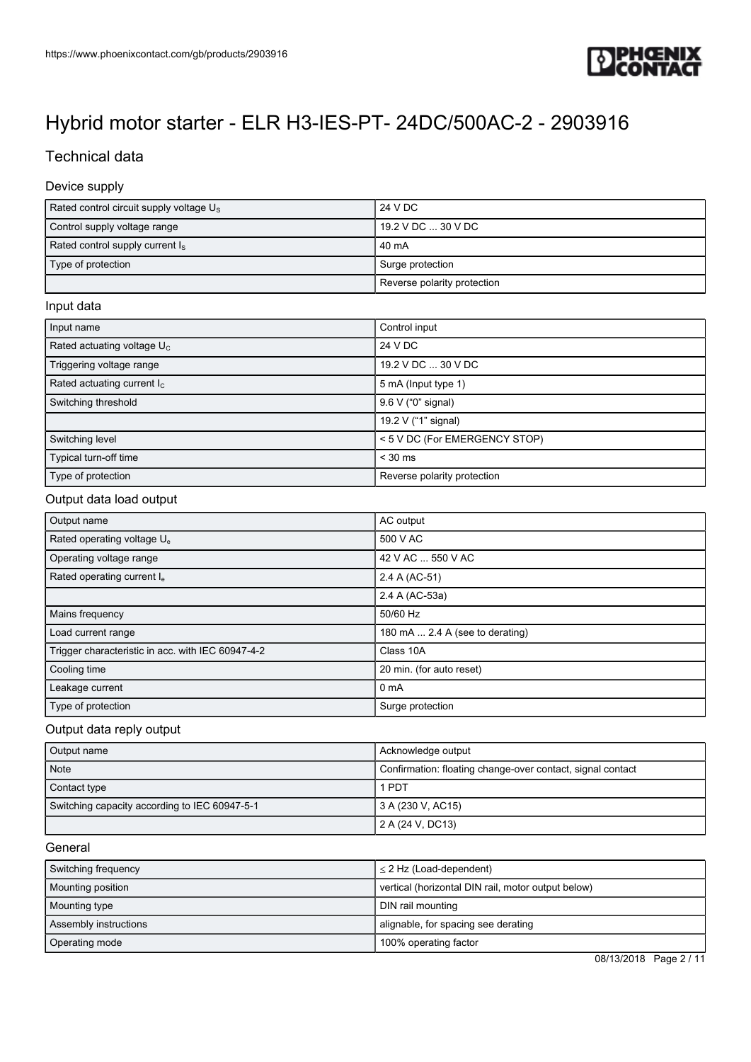# Hybrid motor starter - ELR H3-IES-PT- 24DC/500AC-2 - 2903916

## Technical data

### Device supply

| | |
|---|---|
| Rated control circuit supply voltage $U_S$ | 24 V DC |
| Control supply voltage range | 19.2 V DC ... 30 V DC |
| Rated control supply current $I_S$ | 40 mA |
| Type of protection | Surge protection |
| | Reverse polarity protection |

### Input data

| | |
|---|---|
| Input name | Control input |
| Rated actuating voltage $U_C$ | 24 V DC |
| Triggering voltage range | 19.2 V DC ... 30 V DC |
| Rated actuating current $I_C$ | 5 mA (Input type 1) |
| Switching threshold | 9.6 V ("0" signal) |
| | 19.2 V ("1" signal) |
| Switching level | < 5 V DC (For EMERGENCY STOP) |
| Typical turn-off time | < 30 ms |
| Type of protection | Reverse polarity protection |

### Output data load output

| | |
|---|---|
| Output name | AC output |
| Rated operating voltage $U_e$ | 500 V AC |
| Operating voltage range | 42 V AC ... 550 V AC |
| Rated operating current $I_e$ | 2.4 A (AC-51) |
| | 2.4 A (AC-53a) |
| Mains frequency | 50/60 Hz |
| Load current range | 180 mA ... 2.4 A (see to derating) |
| Trigger characteristic in acc. with IEC 60947-4-2 | Class 10A |
| Cooling time | 20 min. (for auto reset) |
| Leakage current | 0 mA |
| Type of protection | Surge protection |

### Output data reply output

| | |
|---|---|
| Output name | Acknowledge output |
| Note | Confirmation: floating change-over contact, signal contact |
| Contact type | 1 PDT |
| Switching capacity according to IEC 60947-5-1 | 3 A (230 V, AC15) |
| | 2 A (24 V, DC13) |

### General

| | |
|---|---|
| Switching frequency | ≤ 2 Hz (Load-dependent) |
| Mounting position | vertical (horizontal DIN rail, motor output below) |
| Mounting type | DIN rail mounting |
| Assembly instructions | alignable, for spacing see derating |
| Operating mode | 100% operating factor |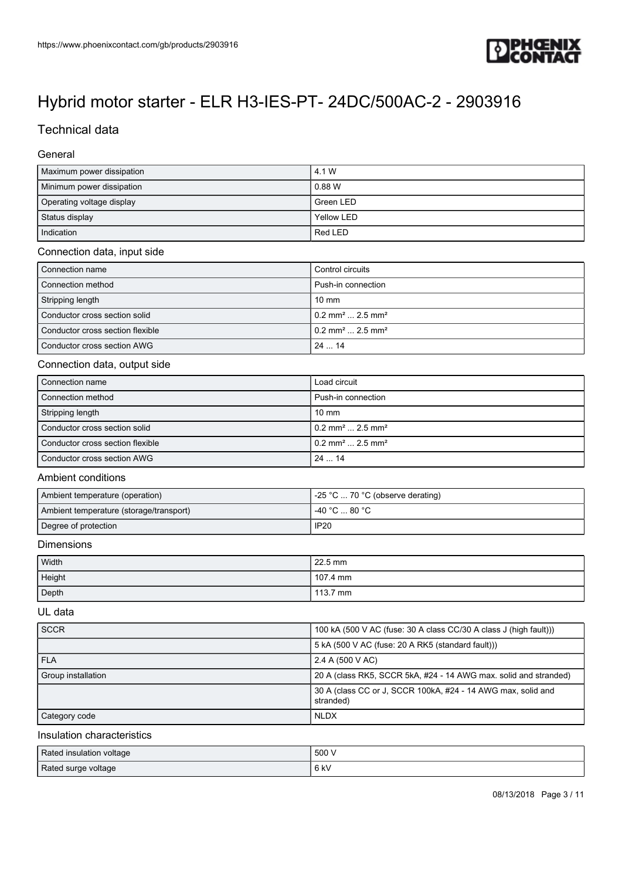# Hybrid motor starter - ELR H3-IES-PT- 24DC/500AC-2 - 2903916

## Technical data

### General

| | |
|---|---|
| Maximum power dissipation | 4.1 W |
| Minimum power dissipation | 0.88 W |
| Operating voltage display | Green LED |
| Status display | Yellow LED |
| Indication | Red LED |

### Connection data, input side

| | |
|---|---|
| Connection name | Control circuits |
| Connection method | Push-in connection |
| Stripping length | 10 mm |
| Conductor cross section solid | 0.2 mm² ... 2.5 mm² |
| Conductor cross section flexible | 0.2 mm² ... 2.5 mm² |
| Conductor cross section AWG | 24 ... 14 |

### Connection data, output side

| | |
|---|---|
| Connection name | Load circuit |
| Connection method | Push-in connection |
| Stripping length | 10 mm |
| Conductor cross section solid | 0.2 mm² ... 2.5 mm² |
| Conductor cross section flexible | 0.2 mm² ... 2.5 mm² |
| Conductor cross section AWG | 24 ... 14 |

### Ambient conditions

| | |
|---|---|
| Ambient temperature (operation) | -25 °C ... 70 °C (observe derating) |
| Ambient temperature (storage/transport) | -40 °C ... 80 °C |
| Degree of protection | IP20 |

### Dimensions

| | |
|---|---|
| Width | 22.5 mm |
| Height | 107.4 mm |
| Depth | 113.7 mm |

### UL data

| | |
|---|---|
| SCCR | 100 kA (500 V AC (fuse: 30 A class CC/30 A class J (high fault))) |
| | 5 kA (500 V AC (fuse: 20 A RK5 (standard fault))) |
| FLA | 2.4 A (500 V AC) |
| Group installation | 20 A (class RK5, SCCR 5kA, #24 - 14 AWG max. solid and stranded) |
| | 30 A (class CC or J, SCCR 100kA, #24 - 14 AWG max, solid and stranded) |
| Category code | NLDX |

### Insulation characteristics

| | |
|---|---|
| Rated insulation voltage | 500 V |
| Rated surge voltage | 6 kV |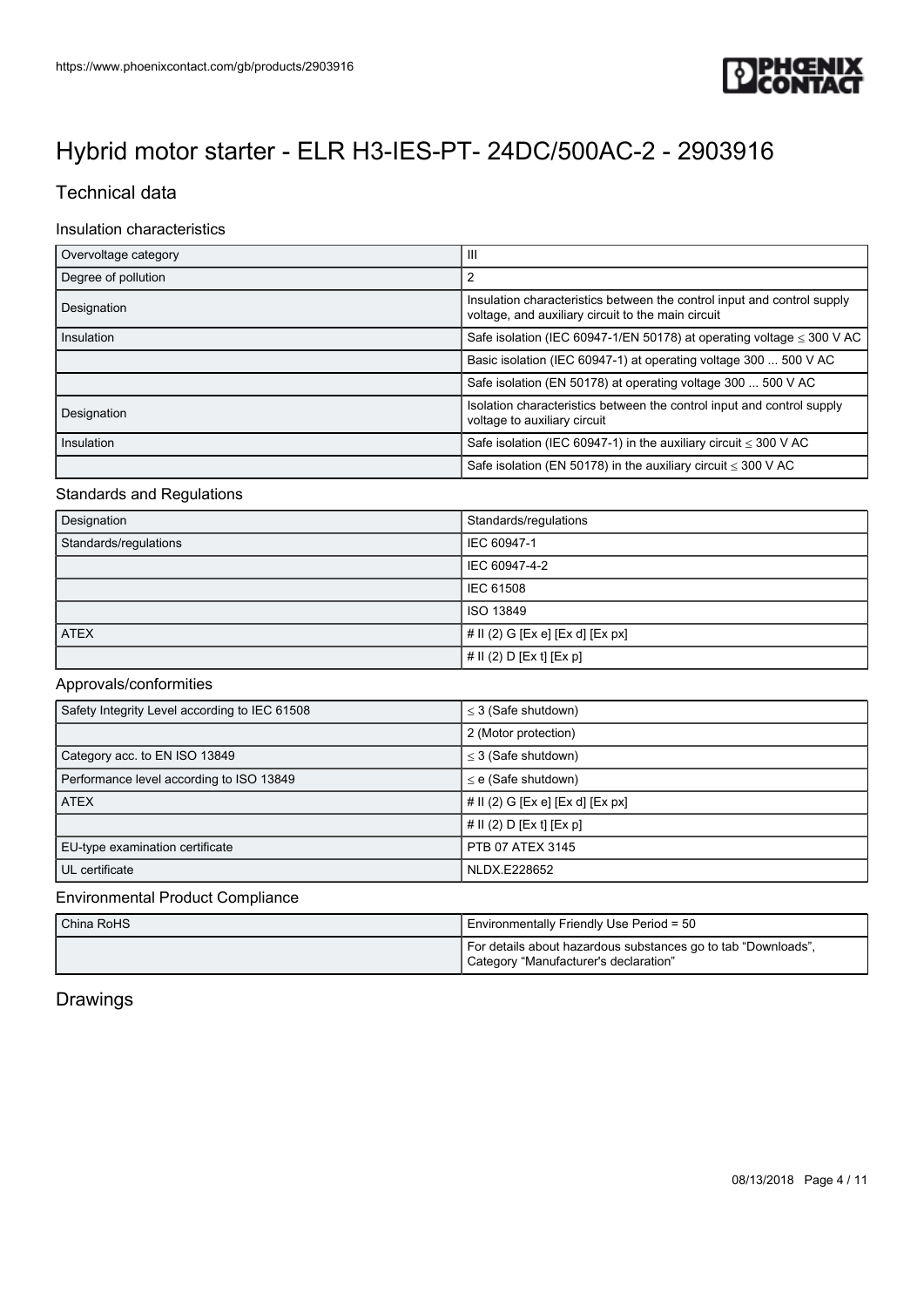# Hybrid motor starter - ELR H3-IES-PT- 24DC/500AC-2 - 2903916

## Technical data

### Insulation characteristics

| | |
|---|---|
| Overvoltage category | III |
| Degree of pollution | 2 |
| Designation | Insulation characteristics between the control input and control supply voltage, and auxiliary circuit to the main circuit |
| Insulation | Safe isolation (IEC 60947-1/EN 50178) at operating voltage ≤ 300 V AC |
| | Basic isolation (IEC 60947-1) at operating voltage 300 ... 500 V AC |
| | Safe isolation (EN 50178) at operating voltage 300 ... 500 V AC |
| Designation | Isolation characteristics between the control input and control supply voltage to auxiliary circuit |
| Insulation | Safe isolation (IEC 60947-1) in the auxiliary circuit ≤ 300 V AC |
| | Safe isolation (EN 50178) in the auxiliary circuit ≤ 300 V AC |

### Standards and Regulations

| | |
|---|---|
| Designation | Standards/regulations |
| Standards/regulations | IEC 60947-1 |
| | IEC 60947-4-2 |
| | IEC 61508 |
| | ISO 13849 |
| ATEX | # II (2) G [Ex e] [Ex d] [Ex px] |
| | # II (2) D [Ex t] [Ex p] |

### Approvals/conformities

| | |
|---|---|
| Safety Integrity Level according to IEC 61508 | ≤ 3 (Safe shutdown) |
| | 2 (Motor protection) |
| Category acc. to EN ISO 13849 | ≤ 3 (Safe shutdown) |
| Performance level according to ISO 13849 | ≤ e (Safe shutdown) |
| ATEX | # II (2) G [Ex e] [Ex d] [Ex px] |
| | # II (2) D [Ex t] [Ex p] |
| EU-type examination certificate | PTB 07 ATEX 3145 |
| UL certificate | NLDX.E228652 |

### Environmental Product Compliance

| | |
|---|---|
| China RoHS | Environmentally Friendly Use Period = 50 |
| | For details about hazardous substances go to tab "Downloads", Category "Manufacturer's declaration" |

## Drawings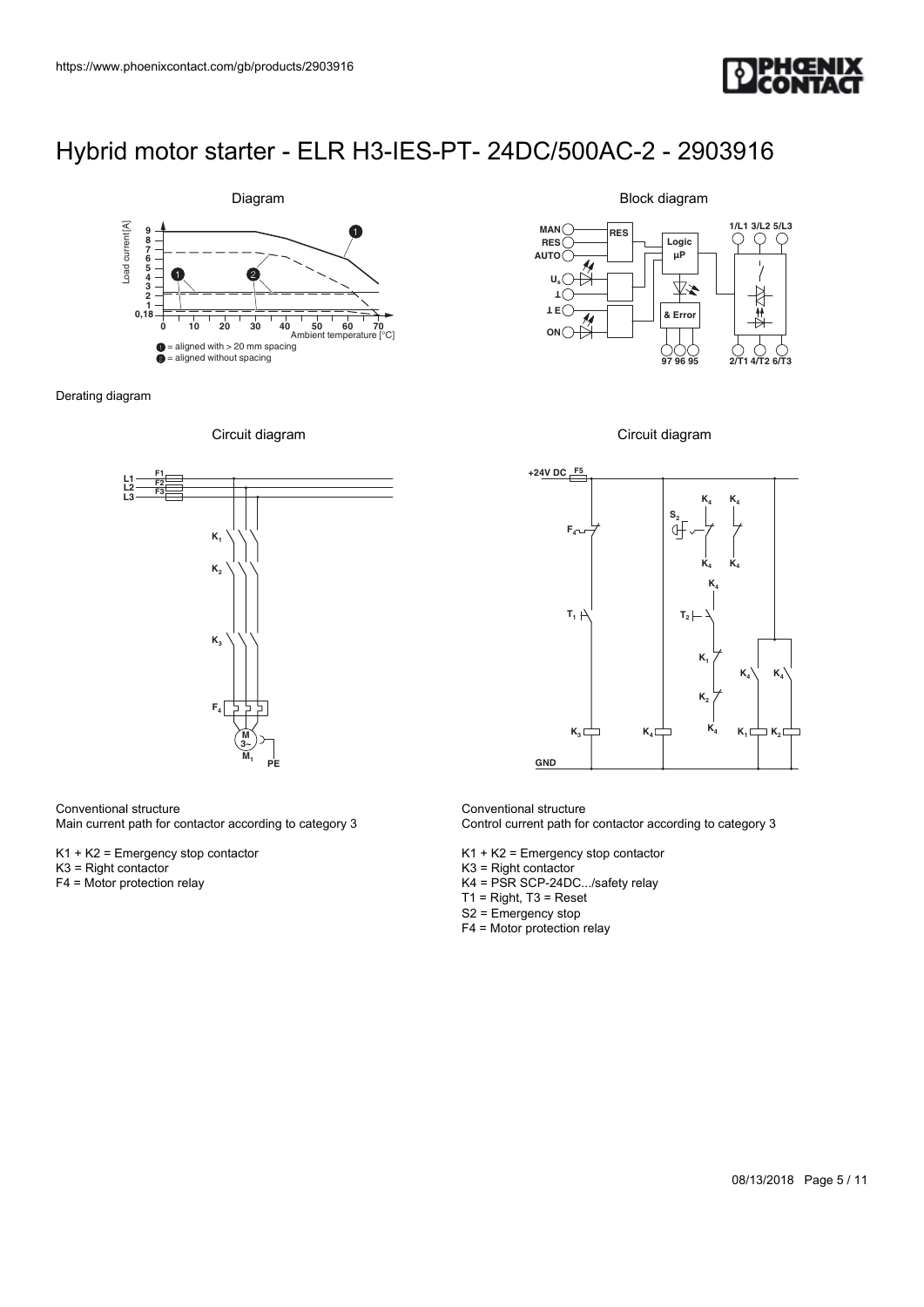# Hybrid motor starter - ELR H3-IES-PT- 24DC/500AC-2 - 2903916

Diagram

Derating diagram

Block diagram

Circuit diagram

Conventional structure
Main current path for contactor according to category 3

K1 + K2 = Emergency stop contactor
K3 = Right contactor
F4 = Motor protection relay

Circuit diagram

Conventional structure
Control current path for contactor according to category 3

K1 + K2 = Emergency stop contactor
K3 = Right contactor
K4 = PSR SCP-24DC.../safety relay
T1 = Right, T3 = Reset
S2 = Emergency stop
F4 = Motor protection relay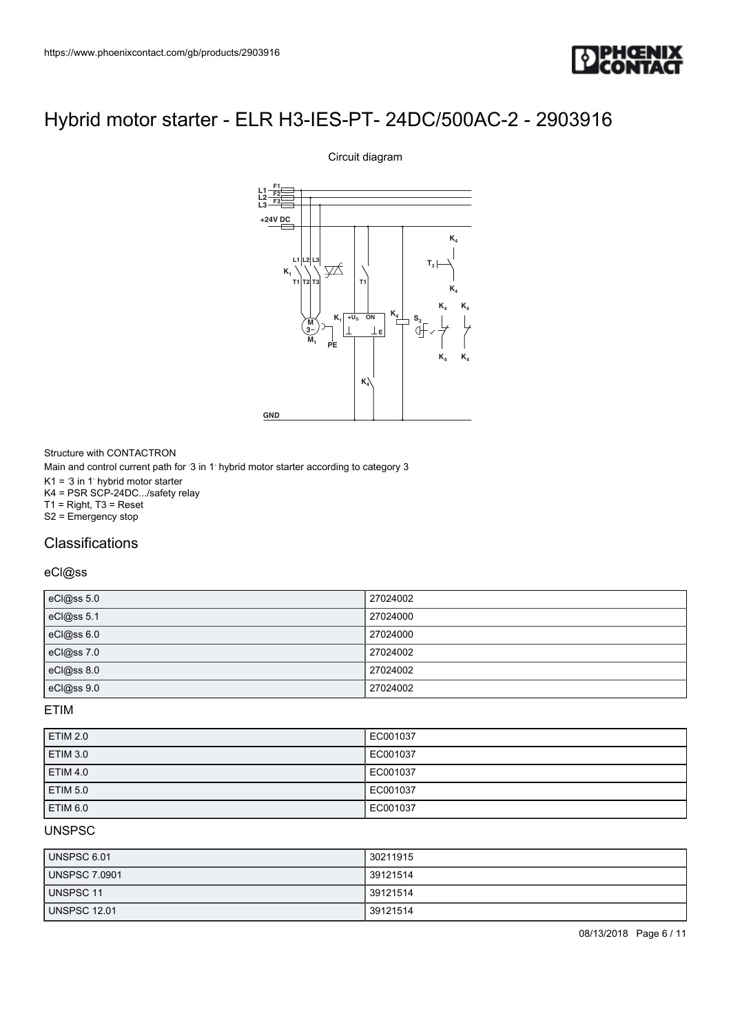# Hybrid motor starter - ELR H3-IES-PT- 24DC/500AC-2 - 2903916

Circuit diagram

Structure with CONTACTRON

Main and control current path for '3 in 1' hybrid motor starter according to category 3

K1 = '3 in 1' hybrid motor starter

K4 = PSR SCP-24DC.../safety relay

T1 = Right, T3 = Reset

S2 = Emergency stop

## Classifications

### eCl@ss

| | |
|---|---|
| eCl@ss 5.0 | 27024002 |
| eCl@ss 5.1 | 27024000 |
| eCl@ss 6.0 | 27024000 |
| eCl@ss 7.0 | 27024002 |
| eCl@ss 8.0 | 27024002 |
| eCl@ss 9.0 | 27024002 |

### ETIM

| | |
|---|---|
| ETIM 2.0 | EC001037 |
| ETIM 3.0 | EC001037 |
| ETIM 4.0 | EC001037 |
| ETIM 5.0 | EC001037 |
| ETIM 6.0 | EC001037 |

### UNSPSC

| | |
|---|---|
| UNSPSC 6.01 | 30211915 |
| UNSPSC 7.0901 | 39121514 |
| UNSPSC 11 | 39121514 |
| UNSPSC 12.01 | 39121514 |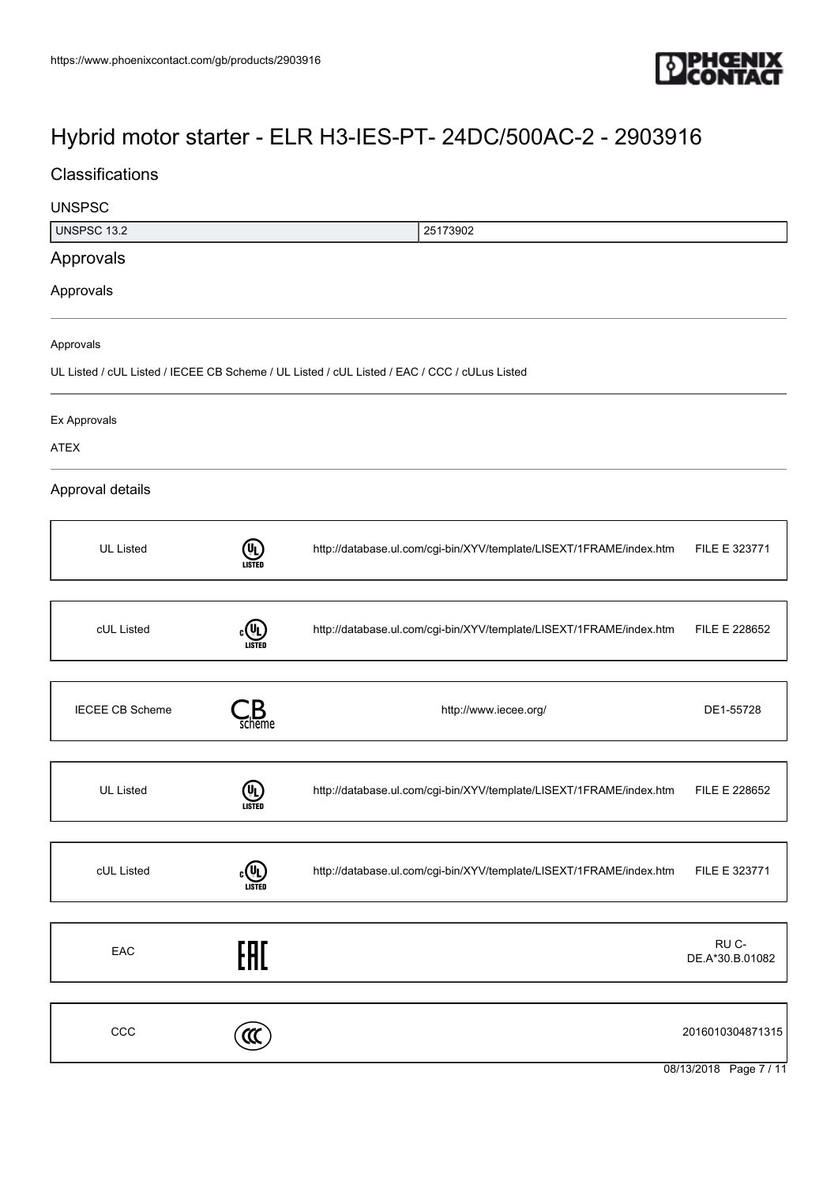# Hybrid motor starter - ELR H3-IES-PT- 24DC/500AC-2 - 2903916

## Classifications

### UNSPSC

| UNSPSC 13.2 | 25173902 |
|---|---|

## Approvals

### Approvals

Approvals

UL Listed / cUL Listed / IECEE CB Scheme / UL Listed / cUL Listed / EAC / CCC / cULus Listed

Ex Approvals

ATEX

### Approval details

| | | | |
|---|---|---|---|
| UL Listed | | http://database.ul.com/cgi-bin/XYV/template/LISEXT/1FRAME/index.htm | FILE E 323771 |
| cUL Listed | | http://database.ul.com/cgi-bin/XYV/template/LISEXT/1FRAME/index.htm | FILE E 228652 |
| IECEE CB Scheme | | http://www.iecee.org/ | DE1-55728 |
| UL Listed | | http://database.ul.com/cgi-bin/XYV/template/LISEXT/1FRAME/index.htm | FILE E 228652 |
| cUL Listed | | http://database.ul.com/cgi-bin/XYV/template/LISEXT/1FRAME/index.htm | FILE E 323771 |
| EAC | | | RU C-DE.A*30.B.01082 |
| CCC | | | 2016010304871315 |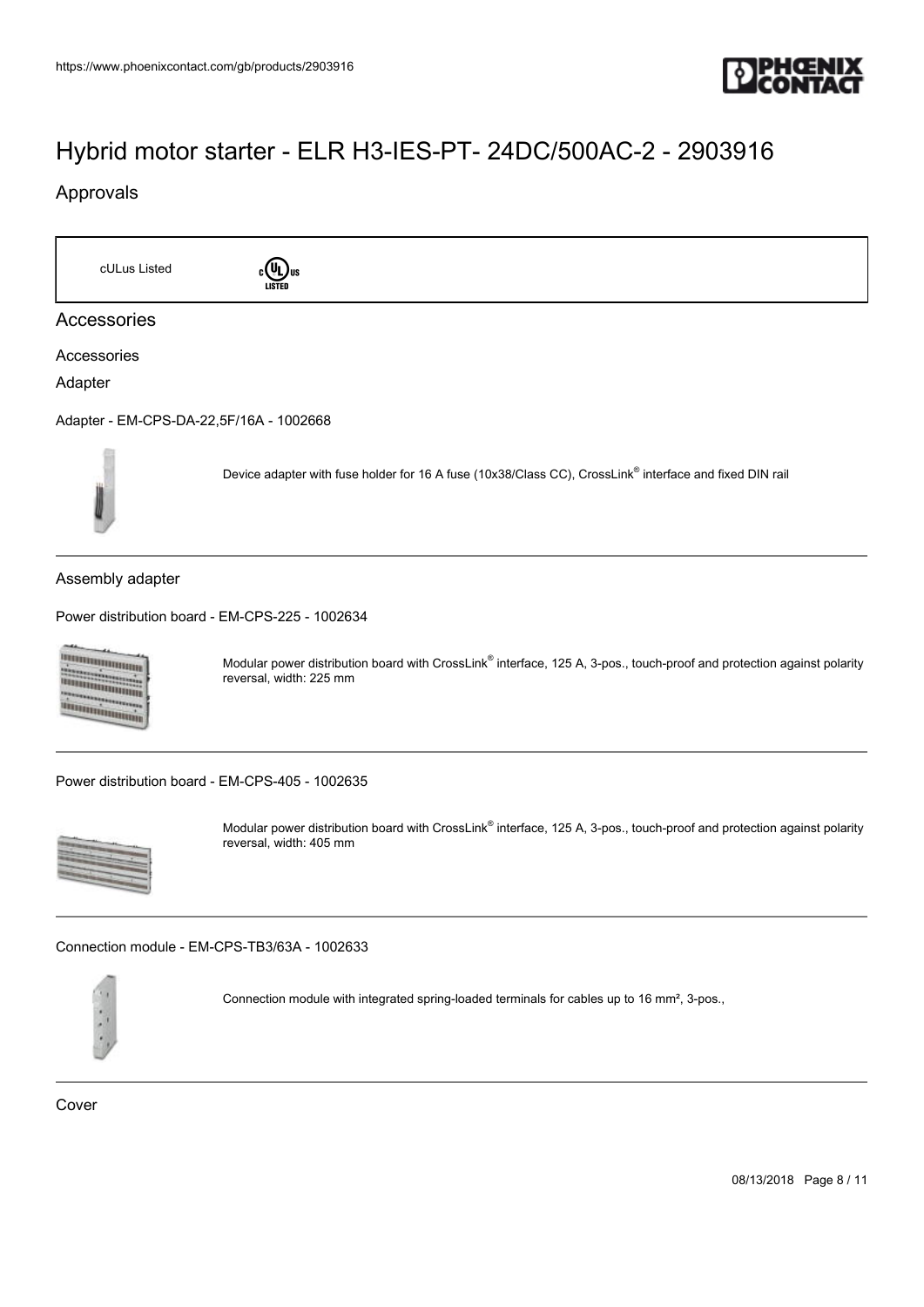# Hybrid motor starter - ELR H3-IES-PT- 24DC/500AC-2 - 2903916

## Approvals

cULus Listed

## Accessories

Accessories

Adapter

Adapter - EM-CPS-DA-22,5F/16A - 1002668

Device adapter with fuse holder for 16 A fuse (10x38/Class CC), CrossLink® interface and fixed DIN rail

Assembly adapter

Power distribution board - EM-CPS-225 - 1002634

Modular power distribution board with CrossLink® interface, 125 A, 3-pos., touch-proof and protection against polarity reversal, width: 225 mm

Power distribution board - EM-CPS-405 - 1002635

Modular power distribution board with CrossLink® interface, 125 A, 3-pos., touch-proof and protection against polarity reversal, width: 405 mm

Connection module - EM-CPS-TB3/63A - 1002633

Connection module with integrated spring-loaded terminals for cables up to 16 mm², 3-pos.,

Cover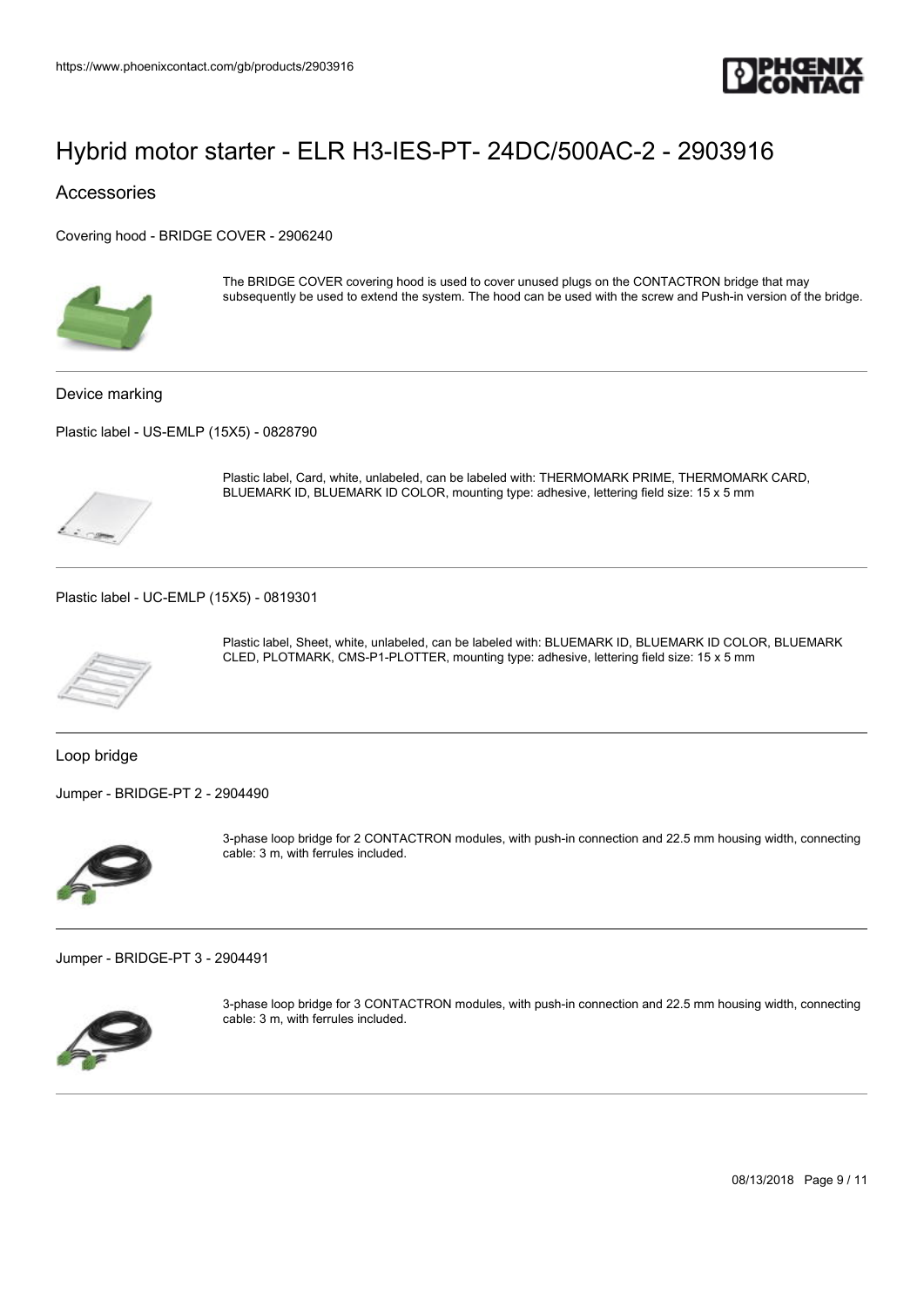# Hybrid motor starter - ELR H3-IES-PT- 24DC/500AC-2 - 2903916

## Accessories

Covering hood - BRIDGE COVER - 2906240

The BRIDGE COVER covering hood is used to cover unused plugs on the CONTACTRON bridge that may subsequently be used to extend the system. The hood can be used with the screw and Push-in version of the bridge.

### Device marking

Plastic label - US-EMLP (15X5) - 0828790

Plastic label, Card, white, unlabeled, can be labeled with: THERMOMARK PRIME, THERMOMARK CARD, BLUEMARK ID, BLUEMARK ID COLOR, mounting type: adhesive, lettering field size: 15 x 5 mm

Plastic label - UC-EMLP (15X5) - 0819301

Plastic label, Sheet, white, unlabeled, can be labeled with: BLUEMARK ID, BLUEMARK ID COLOR, BLUEMARK CLED, PLOTMARK, CMS-P1-PLOTTER, mounting type: adhesive, lettering field size: 15 x 5 mm

### Loop bridge

Jumper - BRIDGE-PT 2 - 2904490

3-phase loop bridge for 2 CONTACTRON modules, with push-in connection and 22.5 mm housing width, connecting cable: 3 m, with ferrules included.

Jumper - BRIDGE-PT 3 - 2904491

3-phase loop bridge for 3 CONTACTRON modules, with push-in connection and 22.5 mm housing width, connecting cable: 3 m, with ferrules included.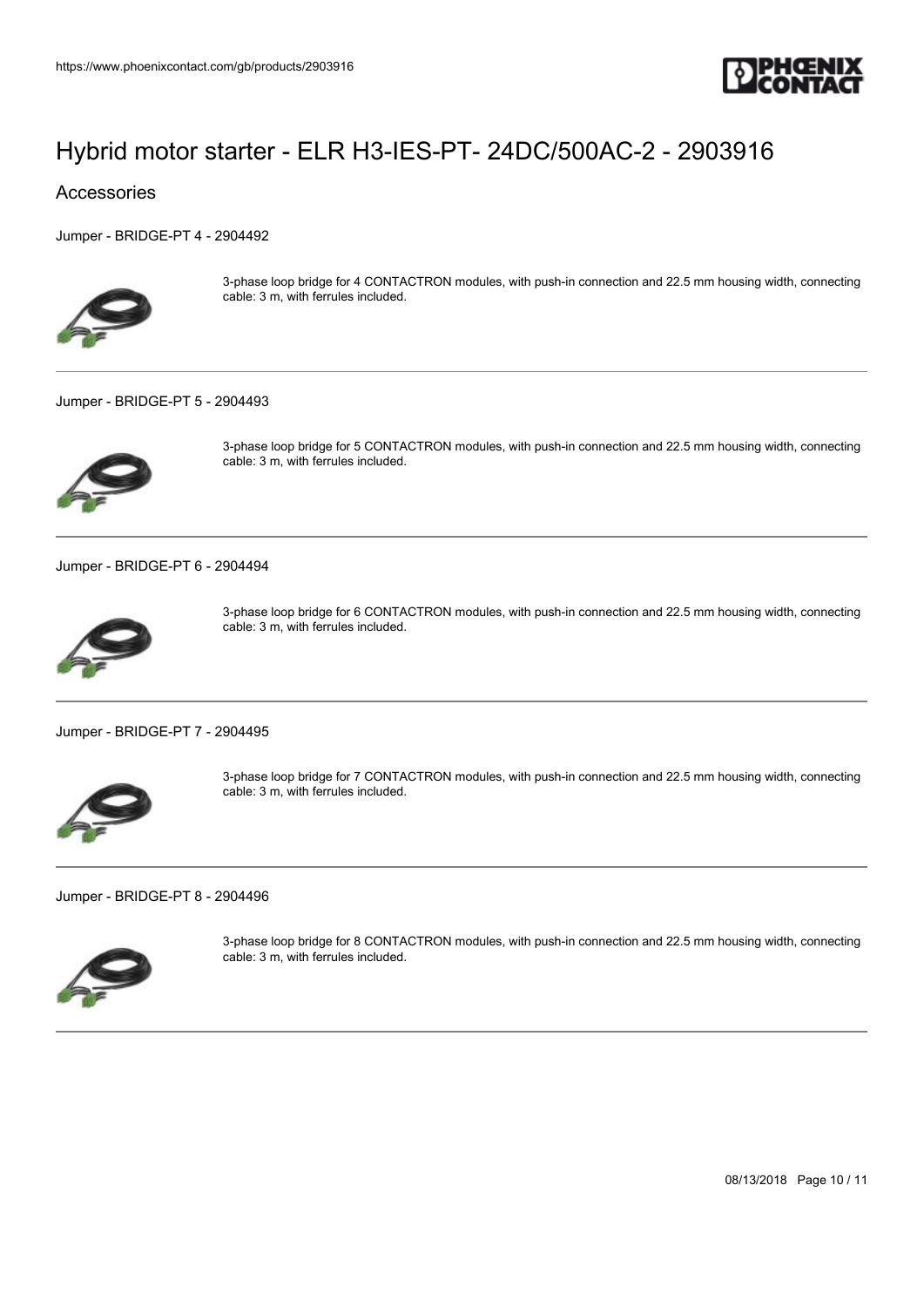# Hybrid motor starter - ELR H3-IES-PT- 24DC/500AC-2 - 2903916

## Accessories

Jumper - BRIDGE-PT 4 - 2904492

3-phase loop bridge for 4 CONTACTRON modules, with push-in connection and 22.5 mm housing width, connecting cable: 3 m, with ferrules included.

Jumper - BRIDGE-PT 5 - 2904493

3-phase loop bridge for 5 CONTACTRON modules, with push-in connection and 22.5 mm housing width, connecting cable: 3 m, with ferrules included.

Jumper - BRIDGE-PT 6 - 2904494

3-phase loop bridge for 6 CONTACTRON modules, with push-in connection and 22.5 mm housing width, connecting cable: 3 m, with ferrules included.

Jumper - BRIDGE-PT 7 - 2904495

3-phase loop bridge for 7 CONTACTRON modules, with push-in connection and 22.5 mm housing width, connecting cable: 3 m, with ferrules included.

Jumper - BRIDGE-PT 8 - 2904496

3-phase loop bridge for 8 CONTACTRON modules, with push-in connection and 22.5 mm housing width, connecting cable: 3 m, with ferrules included.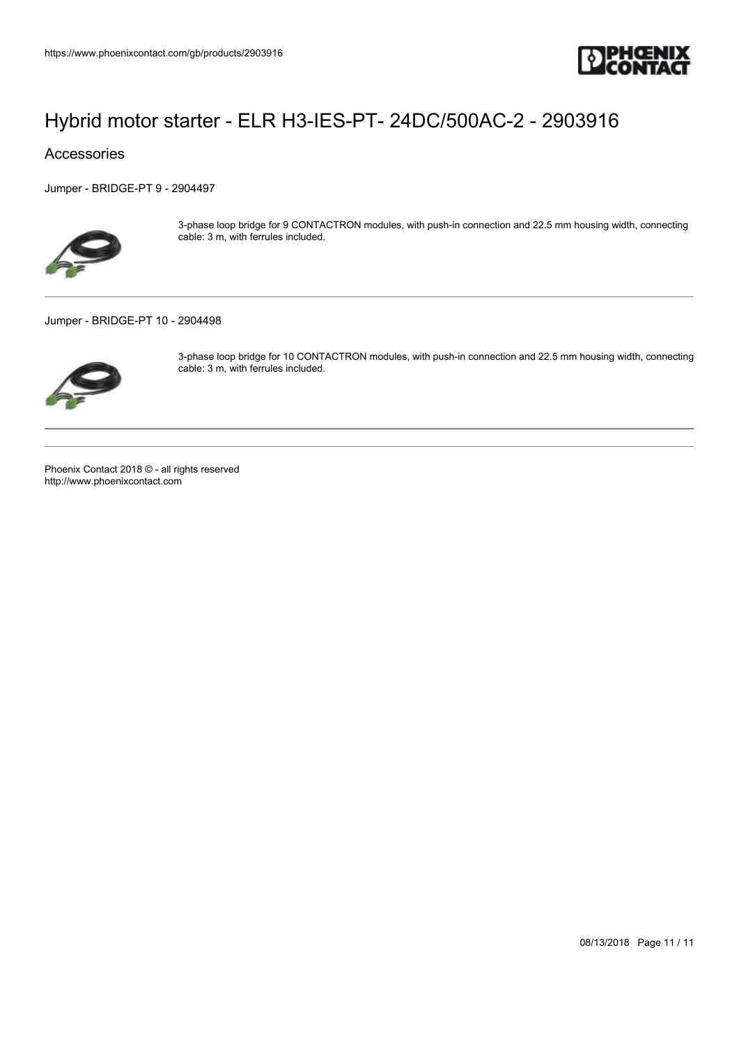# Hybrid motor starter - ELR H3-IES-PT- 24DC/500AC-2 - 2903916

## Accessories

Jumper - BRIDGE-PT 9 - 2904497

3-phase loop bridge for 9 CONTACTRON modules, with push-in connection and 22.5 mm housing width, connecting cable: 3 m, with ferrules included.

---

Jumper - BRIDGE-PT 10 - 2904498

3-phase loop bridge for 10 CONTACTRON modules, with push-in connection and 22.5 mm housing width, connecting cable: 3 m, with ferrules included.

---

Phoenix Contact 2018 © - all rights reserved
http://www.phoenixcontact.com